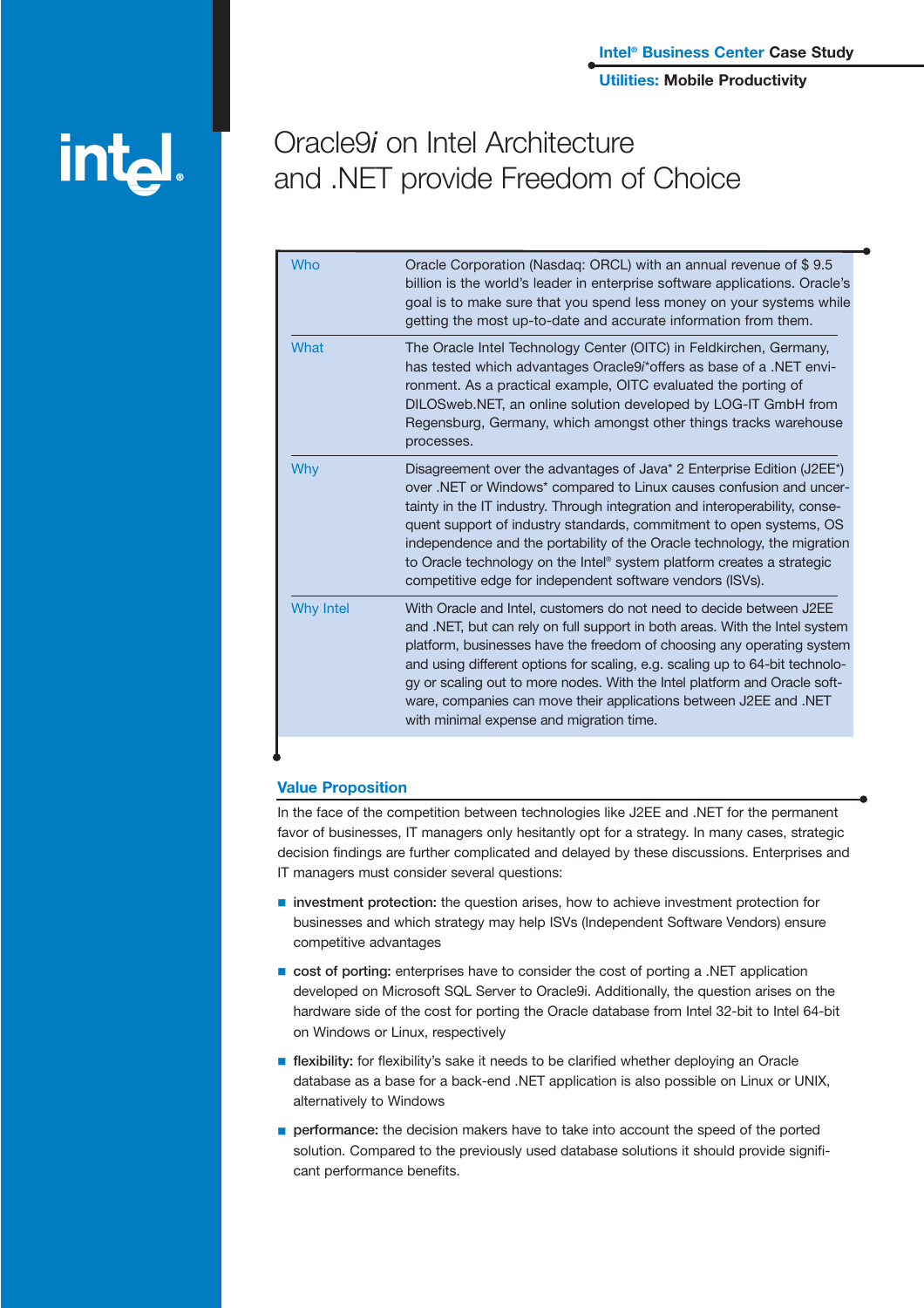Intel® Business Center Case Study

Utilities: Mobile Productivity

# Oracle9*i* on Intel Architecture and .NET provide Freedom of Choice

| | |
|---|---|
| Who | Oracle Corporation (Nasdaq: ORCL) with an annual revenue of $ 9.5 billion is the world's leader in enterprise software applications. Oracle's goal is to make sure that you spend less money on your systems while getting the most up-to-date and accurate information from them. |
| What | The Oracle Intel Technology Center (OITC) in Feldkirchen, Germany, has tested which advantages Oracle9*i*\*offers as base of a .NET environment. As a practical example, OITC evaluated the porting of DILOSweb.NET, an online solution developed by LOG-IT GmbH from Regensburg, Germany, which amongst other things tracks warehouse processes. |
| Why | Disagreement over the advantages of Java* 2 Enterprise Edition (J2EE*) over .NET or Windows* compared to Linux causes confusion and uncertainty in the IT industry. Through integration and interoperability, consequent support of industry standards, commitment to open systems, OS independence and the portability of the Oracle technology, the migration to Oracle technology on the Intel® system platform creates a strategic competitive edge for independent software vendors (ISVs). |
| Why Intel | With Oracle and Intel, customers do not need to decide between J2EE and .NET, but can rely on full support in both areas. With the Intel system platform, businesses have the freedom of choosing any operating system and using different options for scaling, e.g. scaling up to 64-bit technology or scaling out to more nodes. With the Intel platform and Oracle software, companies can move their applications between J2EE and .NET with minimal expense and migration time. |

## Value Proposition

In the face of the competition between technologies like J2EE and .NET for the permanent favor of businesses, IT managers only hesitantly opt for a strategy. In many cases, strategic decision findings are further complicated and delayed by these discussions. Enterprises and IT managers must consider several questions:

- **investment protection:** the question arises, how to achieve investment protection for businesses and which strategy may help ISVs (Independent Software Vendors) ensure competitive advantages
- **cost of porting:** enterprises have to consider the cost of porting a .NET application developed on Microsoft SQL Server to Oracle9i. Additionally, the question arises on the hardware side of the cost for porting the Oracle database from Intel 32-bit to Intel 64-bit on Windows or Linux, respectively
- **flexibility:** for flexibility's sake it needs to be clarified whether deploying an Oracle database as a base for a back-end .NET application is also possible on Linux or UNIX, alternatively to Windows
- **performance:** the decision makers have to take into account the speed of the ported solution. Compared to the previously used database solutions it should provide significant performance benefits.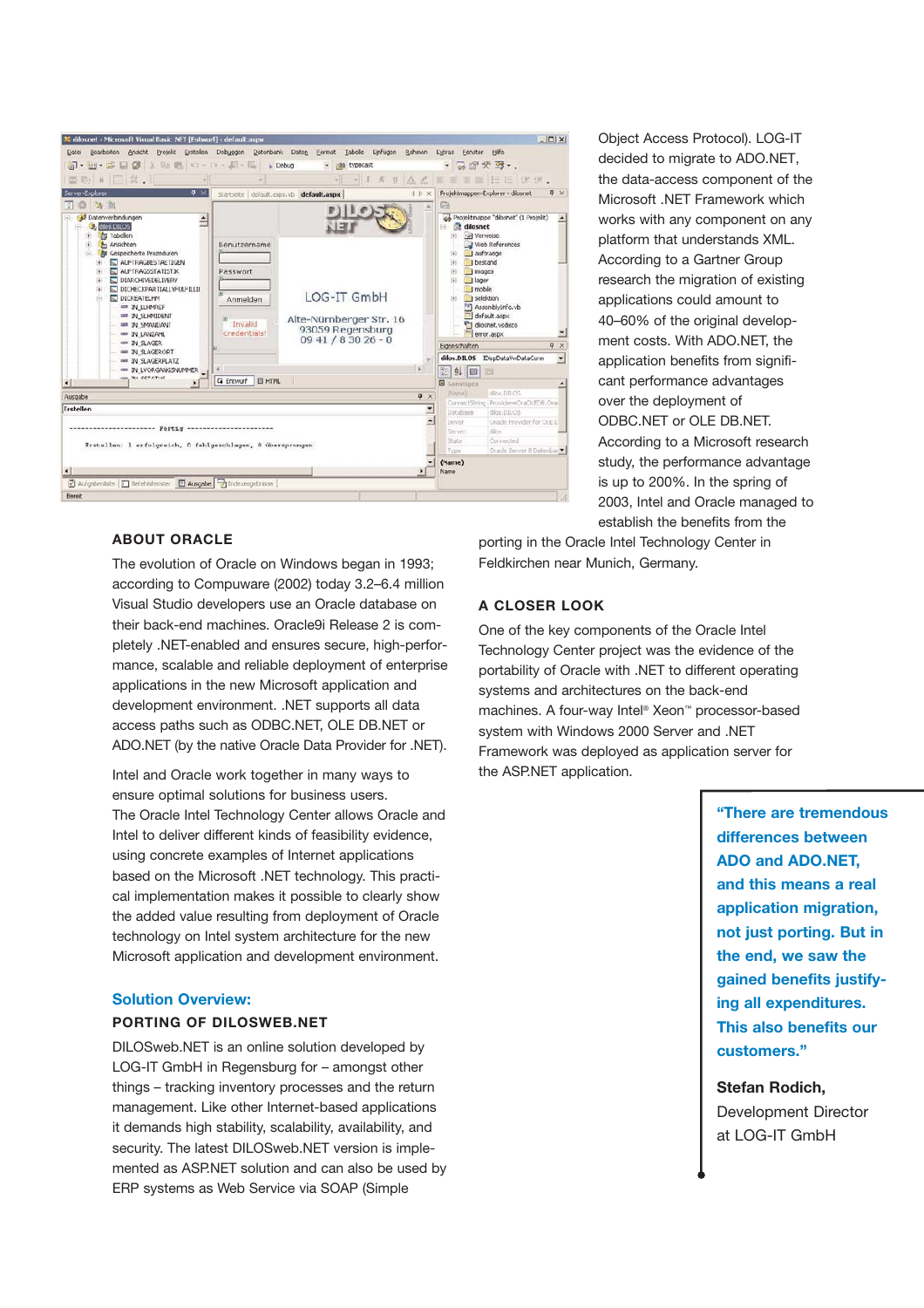## ABOUT ORACLE

The evolution of Oracle on Windows began in 1993; according to Compuware (2002) today 3.2–6.4 million Visual Studio developers use an Oracle database on their back-end machines. Oracle9i Release 2 is completely .NET-enabled and ensures secure, high-performance, scalable and reliable deployment of enterprise applications in the new Microsoft application and development environment. .NET supports all data access paths such as ODBC.NET, OLE DB.NET or ADO.NET (by the native Oracle Data Provider for .NET).

Intel and Oracle work together in many ways to ensure optimal solutions for business users. The Oracle Intel Technology Center allows Oracle and Intel to deliver different kinds of feasibility evidence, using concrete examples of Internet applications based on the Microsoft .NET technology. This practical implementation makes it possible to clearly show the added value resulting from deployment of Oracle technology on Intel system architecture for the new Microsoft application and development environment.

### Solution Overview:

### PORTING OF DILOSWEB.NET

DILOSweb.NET is an online solution developed by LOG-IT GmbH in Regensburg for – amongst other things – tracking inventory processes and the return management. Like other Internet-based applications it demands high stability, scalability, availability, and security. The latest DILOSweb.NET version is implemented as ASP.NET solution and can also be used by ERP systems as Web Service via SOAP (Simple Object Access Protocol). LOG-IT decided to migrate to ADO.NET, the data-access component of the Microsoft .NET Framework which works with any component on any platform that understands XML. According to a Gartner Group research the migration of existing applications could amount to 40–60% of the original development costs. With ADO.NET, the application benefits from significant performance advantages over the deployment of ODBC.NET or OLE DB.NET. According to a Microsoft research study, the performance advantage is up to 200%. In the spring of 2003, Intel and Oracle managed to establish the benefits from the porting in the Oracle Intel Technology Center in Feldkirchen near Munich, Germany.

## A CLOSER LOOK

One of the key components of the Oracle Intel Technology Center project was the evidence of the portability of Oracle with .NET to different operating systems and architectures on the back-end machines. A four-way Intel® Xeon™ processor-based system with Windows 2000 Server and .NET Framework was deployed as application server for the ASP.NET application.

**"There are tremendous differences between ADO and ADO.NET, and this means a real application migration, not just porting. But in the end, we saw the gained benefits justifying all expenditures. This also benefits our customers."**

**Stefan Rodich,**
Development Director
at LOG-IT GmbH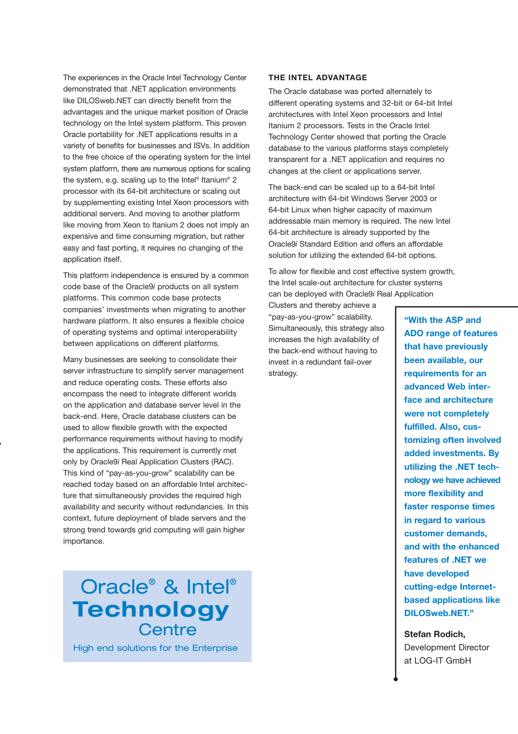The experiences in the Oracle Intel Technology Center demonstrated that .NET application environments like DILOSweb.NET can directly benefit from the advantages and the unique market position of Oracle technology on the Intel system platform. This proven Oracle portability for .NET applications results in a variety of benefits for businesses and ISVs. In addition to the free choice of the operating system for the Intel system platform, there are numerous options for scaling the system, e.g. scaling up to the Intel® Itanium® 2 processor with its 64-bit architecture or scaling out by supplementing existing Intel Xeon processors with additional servers. And moving to another platform like moving from Xeon to Itanium 2 does not imply an expensive and time consuming migration, but rather easy and fast porting, it requires no changing of the application itself.

This platform independence is ensured by a common code base of the Oracle9*i* products on all system platforms. This common code base protects companies' investments when migrating to another hardware platform. It also ensures a flexible choice of operating systems and optimal interoperability between applications on different platforms.

Many businesses are seeking to consolidate their server infrastructure to simplify server management and reduce operating costs. These efforts also encompass the need to integrate different worlds on the application and database server level in the back-end. Here, Oracle database clusters can be used to allow flexible growth with the expected performance requirements without having to modify the applications. This requirement is currently met only by Oracle9*i* Real Application Clusters (RAC). This kind of "pay-as-you-grow" scalability can be reached today based on an affordable Intel architecture that simultaneously provides the required high availability and security without redundancies. In this context, future deployment of blade servers and the strong trend towards grid computing will gain higher importance.

Oracle® & Intel® **Technology** Centre

High end solutions for the Enterprise

## THE INTEL ADVANTAGE

The Oracle database was ported alternately to different operating systems and 32-bit or 64-bit Intel architectures with Intel Xeon processors and Intel Itanium 2 processors. Tests in the Oracle Intel Technology Center showed that porting the Oracle database to the various platforms stays completely transparent for a .NET application and requires no changes at the client or applications server.

The back-end can be scaled up to a 64-bit Intel architecture with 64-bit Windows Server 2003 or 64-bit Linux when higher capacity of maximum addressable main memory is required. The new Intel 64-bit architecture is already supported by the Oracle9*i* Standard Edition and offers an affordable solution for utilizing the extended 64-bit options.

To allow for flexible and cost effective system growth, the Intel scale-out architecture for cluster systems can be deployed with Oracle9*i* Real Application Clusters and thereby achieve a "pay-as-you-grow" scalability. Simultaneously, this strategy also increases the high availability of the back-end without having to invest in a redundant fail-over strategy.

**"With the ASP and ADO range of features that have previously been available, our requirements for an advanced Web interface and architecture were not completely fulfilled. Also, customizing often involved added investments. By utilizing the .NET technology we have achieved more flexibility and faster response times in regard to various customer demands, and with the enhanced features of .NET we have developed cutting-edge Internet-based applications like DILOSweb.NET."**

**Stefan Rodich,**
Development Director
at LOG-IT GmbH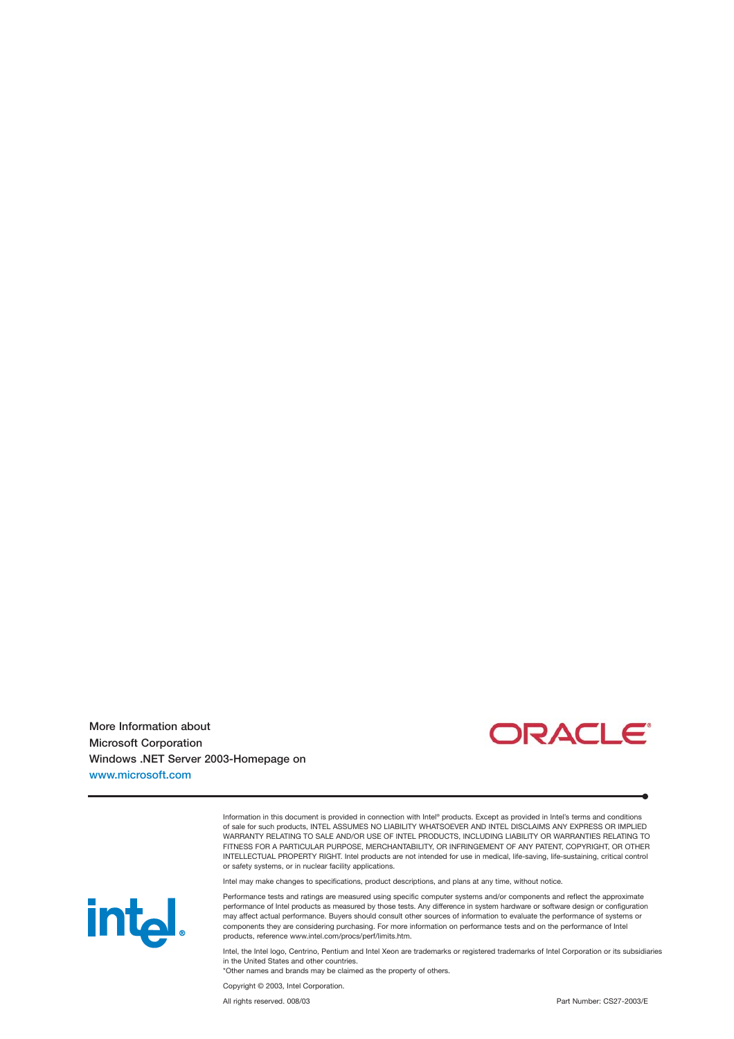**More Information about**
**Microsoft Corporation**
**Windows .NET Server 2003-Homepage on**
**www.microsoft.com**

ORACLE

Information in this document is provided in connection with Intel® products. Except as provided in Intel's terms and conditions of sale for such products, INTEL ASSUMES NO LIABILITY WHATSOEVER AND INTEL DISCLAIMS ANY EXPRESS OR IMPLIED WARRANTY RELATING TO SALE AND/OR USE OF INTEL PRODUCTS, INCLUDING LIABILITY OR WARRANTIES RELATING TO FITNESS FOR A PARTICULAR PURPOSE, MERCHANTABILITY, OR INFRINGEMENT OF ANY PATENT, COPYRIGHT, OR OTHER INTELLECTUAL PROPERTY RIGHT. Intel products are not intended for use in medical, life-saving, life-sustaining, critical control or safety systems, or in nuclear facility applications.

Intel may make changes to specifications, product descriptions, and plans at any time, without notice.

Performance tests and ratings are measured using specific computer systems and/or components and reflect the approximate performance of Intel products as measured by those tests. Any difference in system hardware or software design or configuration may affect actual performance. Buyers should consult other sources of information to evaluate the performance of systems or components they are considering purchasing. For more information on performance tests and on the performance of Intel products, reference www.intel.com/procs/perf/limits.htm.

Intel, the Intel logo, Centrino, Pentium and Intel Xeon are trademarks or registered trademarks of Intel Corporation or its subsidiaries in the United States and other countries.
*Other names and brands may be claimed as the property of others.

Copyright © 2003, Intel Corporation.

All rights reserved. 008/03

Part Number: CS27-2003/E